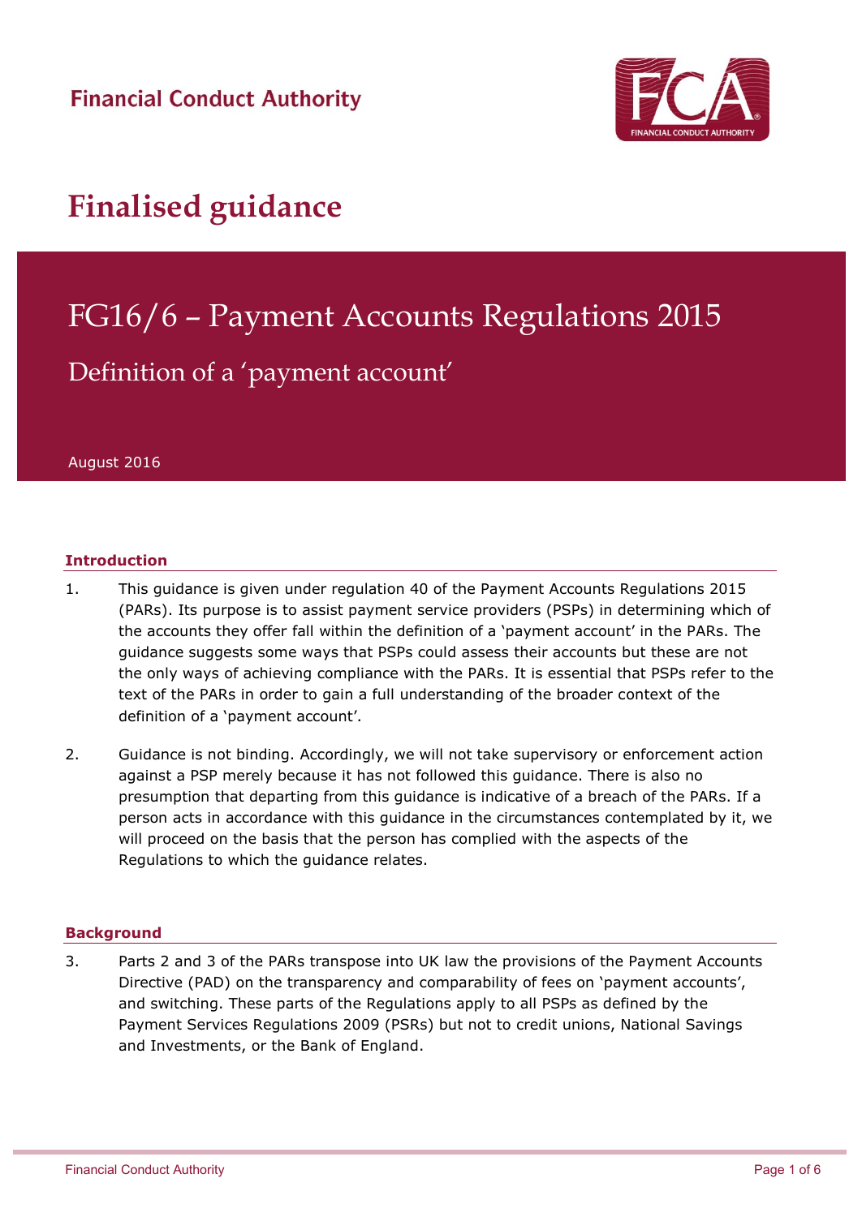Financial Conduct Authority

# Finalised guidance

## FG16/6 – Payment Accounts Regulations 2015

### Definition of a 'payment account'

August 2016

### Introduction

1. This guidance is given under regulation 40 of the Payment Accounts Regulations 2015 (PARs). Its purpose is to assist payment service providers (PSPs) in determining which of the accounts they offer fall within the definition of a 'payment account' in the PARs. The guidance suggests some ways that PSPs could assess their accounts but these are not the only ways of achieving compliance with the PARs. It is essential that PSPs refer to the text of the PARs in order to gain a full understanding of the broader context of the definition of a 'payment account'.

2. Guidance is not binding. Accordingly, we will not take supervisory or enforcement action against a PSP merely because it has not followed this guidance. There is also no presumption that departing from this guidance is indicative of a breach of the PARs. If a person acts in accordance with this guidance in the circumstances contemplated by it, we will proceed on the basis that the person has complied with the aspects of the Regulations to which the guidance relates.

### Background

3. Parts 2 and 3 of the PARs transpose into UK law the provisions of the Payment Accounts Directive (PAD) on the transparency and comparability of fees on 'payment accounts', and switching. These parts of the Regulations apply to all PSPs as defined by the Payment Services Regulations 2009 (PSRs) but not to credit unions, National Savings and Investments, or the Bank of England.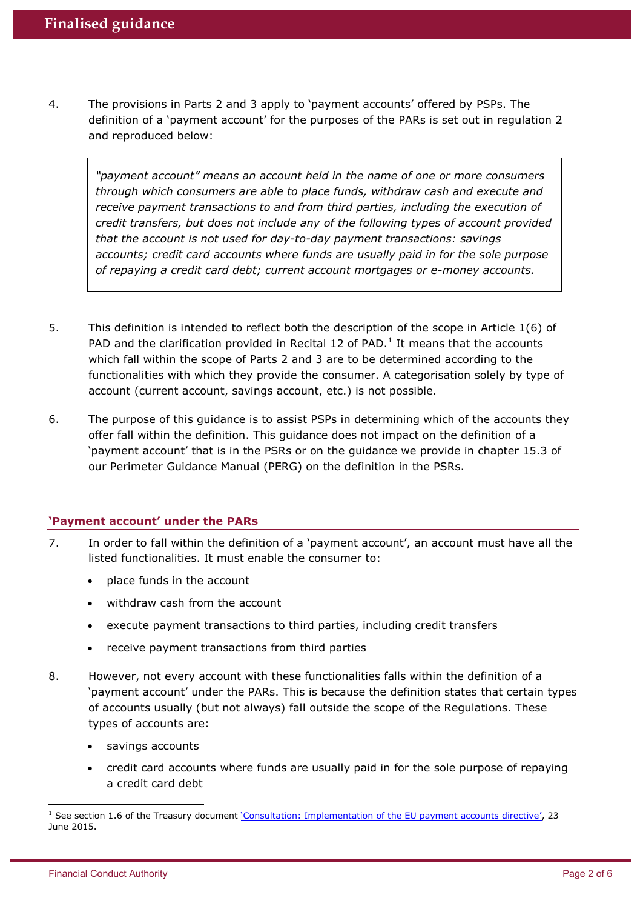4. The provisions in Parts 2 and 3 apply to 'payment accounts' offered by PSPs. The definition of a 'payment account' for the purposes of the PARs is set out in regulation 2 and reproduced below:

> *"payment account" means an account held in the name of one or more consumers through which consumers are able to place funds, withdraw cash and execute and receive payment transactions to and from third parties, including the execution of credit transfers, but does not include any of the following types of account provided that the account is not used for day-to-day payment transactions: savings accounts; credit card accounts where funds are usually paid in for the sole purpose of repaying a credit card debt; current account mortgages or e-money accounts.*

5. This definition is intended to reflect both the description of the scope in Article 1(6) of PAD and the clarification provided in Recital 12 of PAD.[1] It means that the accounts which fall within the scope of Parts 2 and 3 are to be determined according to the functionalities with which they provide the consumer. A categorisation solely by type of account (current account, savings account, etc.) is not possible.

6. The purpose of this guidance is to assist PSPs in determining which of the accounts they offer fall within the definition. This guidance does not impact on the definition of a 'payment account' that is in the PSRs or on the guidance we provide in chapter 15.3 of our Perimeter Guidance Manual (PERG) on the definition in the PSRs.

### 'Payment account' under the PARs

7. In order to fall within the definition of a 'payment account', an account must have all the listed functionalities. It must enable the consumer to:
   - place funds in the account
   - withdraw cash from the account
   - execute payment transactions to third parties, including credit transfers
   - receive payment transactions from third parties

8. However, not every account with these functionalities falls within the definition of a 'payment account' under the PARs. This is because the definition states that certain types of accounts usually (but not always) fall outside the scope of the Regulations. These types of accounts are:
   - savings accounts
   - credit card accounts where funds are usually paid in for the sole purpose of repaying a credit card debt

[1] See section 1.6 of the Treasury document 'Consultation: Implementation of the EU payment accounts directive', 23 June 2015.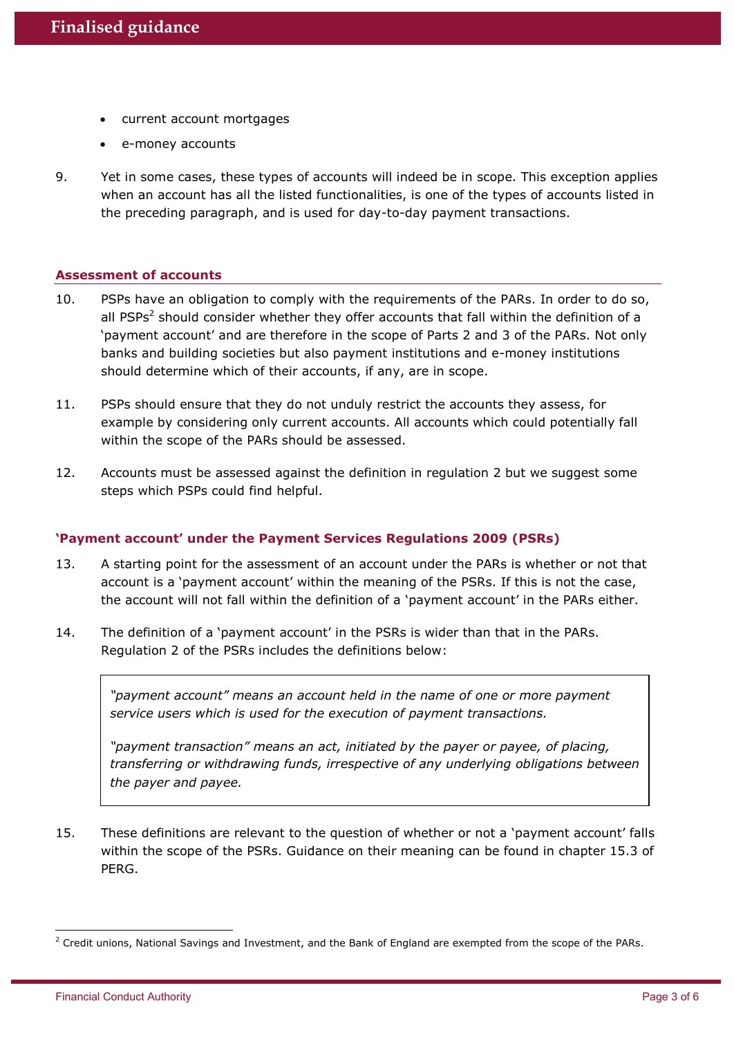- current account mortgages
- e-money accounts

9. Yet in some cases, these types of accounts will indeed be in scope. This exception applies when an account has all the listed functionalities, is one of the types of accounts listed in the preceding paragraph, and is used for day-to-day payment transactions.

## Assessment of accounts

10. PSPs have an obligation to comply with the requirements of the PARs. In order to do so, all PSPs[2] should consider whether they offer accounts that fall within the definition of a 'payment account' and are therefore in the scope of Parts 2 and 3 of the PARs. Not only banks and building societies but also payment institutions and e-money institutions should determine which of their accounts, if any, are in scope.

11. PSPs should ensure that they do not unduly restrict the accounts they assess, for example by considering only current accounts. All accounts which could potentially fall within the scope of the PARs should be assessed.

12. Accounts must be assessed against the definition in regulation 2 but we suggest some steps which PSPs could find helpful.

### 'Payment account' under the Payment Services Regulations 2009 (PSRs)

13. A starting point for the assessment of an account under the PARs is whether or not that account is a 'payment account' within the meaning of the PSRs. If this is not the case, the account will not fall within the definition of a 'payment account' in the PARs either.

14. The definition of a 'payment account' in the PSRs is wider than that in the PARs. Regulation 2 of the PSRs includes the definitions below:

> *"payment account" means an account held in the name of one or more payment service users which is used for the execution of payment transactions.*
>
> *"payment transaction" means an act, initiated by the payer or payee, of placing, transferring or withdrawing funds, irrespective of any underlying obligations between the payer and payee.*

15. These definitions are relevant to the question of whether or not a 'payment account' falls within the scope of the PSRs. Guidance on their meaning can be found in chapter 15.3 of PERG.

[2] Credit unions, National Savings and Investment, and the Bank of England are exempted from the scope of the PARs.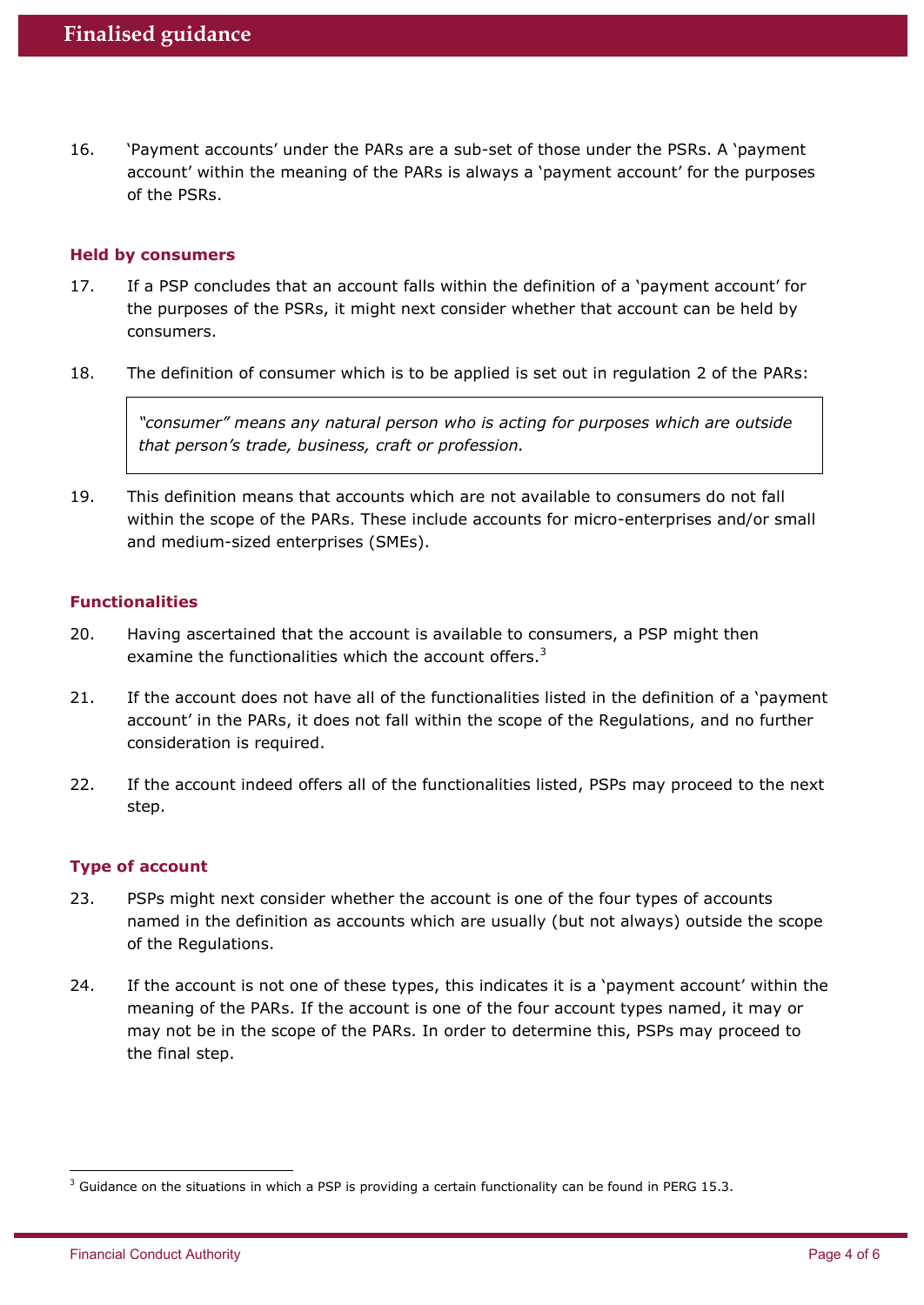16. 'Payment accounts' under the PARs are a sub-set of those under the PSRs. A 'payment account' within the meaning of the PARs is always a 'payment account' for the purposes of the PSRs.

### Held by consumers

17. If a PSP concludes that an account falls within the definition of a 'payment account' for the purposes of the PSRs, it might next consider whether that account can be held by consumers.

18. The definition of consumer which is to be applied is set out in regulation 2 of the PARs:

> *"consumer" means any natural person who is acting for purposes which are outside that person's trade, business, craft or profession.*

19. This definition means that accounts which are not available to consumers do not fall within the scope of the PARs. These include accounts for micro-enterprises and/or small and medium-sized enterprises (SMEs).

### Functionalities

20. Having ascertained that the account is available to consumers, a PSP might then examine the functionalities which the account offers.[3]

21. If the account does not have all of the functionalities listed in the definition of a 'payment account' in the PARs, it does not fall within the scope of the Regulations, and no further consideration is required.

22. If the account indeed offers all of the functionalities listed, PSPs may proceed to the next step.

### Type of account

23. PSPs might next consider whether the account is one of the four types of accounts named in the definition as accounts which are usually (but not always) outside the scope of the Regulations.

24. If the account is not one of these types, this indicates it is a 'payment account' within the meaning of the PARs. If the account is one of the four account types named, it may or may not be in the scope of the PARs. In order to determine this, PSPs may proceed to the final step.

---

[3] Guidance on the situations in which a PSP is providing a certain functionality can be found in PERG 15.3.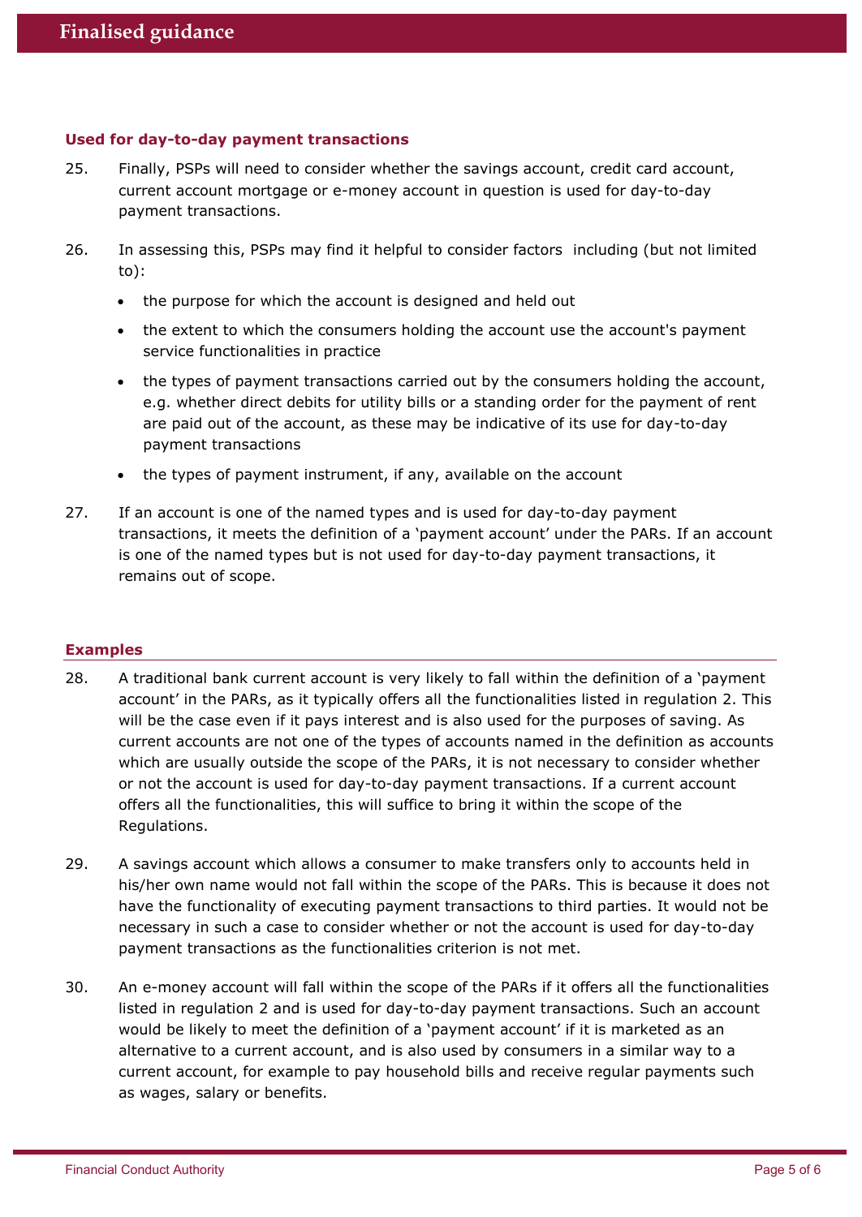#### Used for day-to-day payment transactions

25. Finally, PSPs will need to consider whether the savings account, credit card account, current account mortgage or e-money account in question is used for day-to-day payment transactions.

26. In assessing this, PSPs may find it helpful to consider factors including (but not limited to):

    - the purpose for which the account is designed and held out
    - the extent to which the consumers holding the account use the account's payment service functionalities in practice
    - the types of payment transactions carried out by the consumers holding the account, e.g. whether direct debits for utility bills or a standing order for the payment of rent are paid out of the account, as these may be indicative of its use for day-to-day payment transactions
    - the types of payment instrument, if any, available on the account

27. If an account is one of the named types and is used for day-to-day payment transactions, it meets the definition of a 'payment account' under the PARs. If an account is one of the named types but is not used for day-to-day payment transactions, it remains out of scope.

#### Examples

28. A traditional bank current account is very likely to fall within the definition of a 'payment account' in the PARs, as it typically offers all the functionalities listed in regulation 2. This will be the case even if it pays interest and is also used for the purposes of saving. As current accounts are not one of the types of accounts named in the definition as accounts which are usually outside the scope of the PARs, it is not necessary to consider whether or not the account is used for day-to-day payment transactions. If a current account offers all the functionalities, this will suffice to bring it within the scope of the Regulations.

29. A savings account which allows a consumer to make transfers only to accounts held in his/her own name would not fall within the scope of the PARs. This is because it does not have the functionality of executing payment transactions to third parties. It would not be necessary in such a case to consider whether or not the account is used for day-to-day payment transactions as the functionalities criterion is not met.

30. An e-money account will fall within the scope of the PARs if it offers all the functionalities listed in regulation 2 and is used for day-to-day payment transactions. Such an account would be likely to meet the definition of a 'payment account' if it is marketed as an alternative to a current account, and is also used by consumers in a similar way to a current account, for example to pay household bills and receive regular payments such as wages, salary or benefits.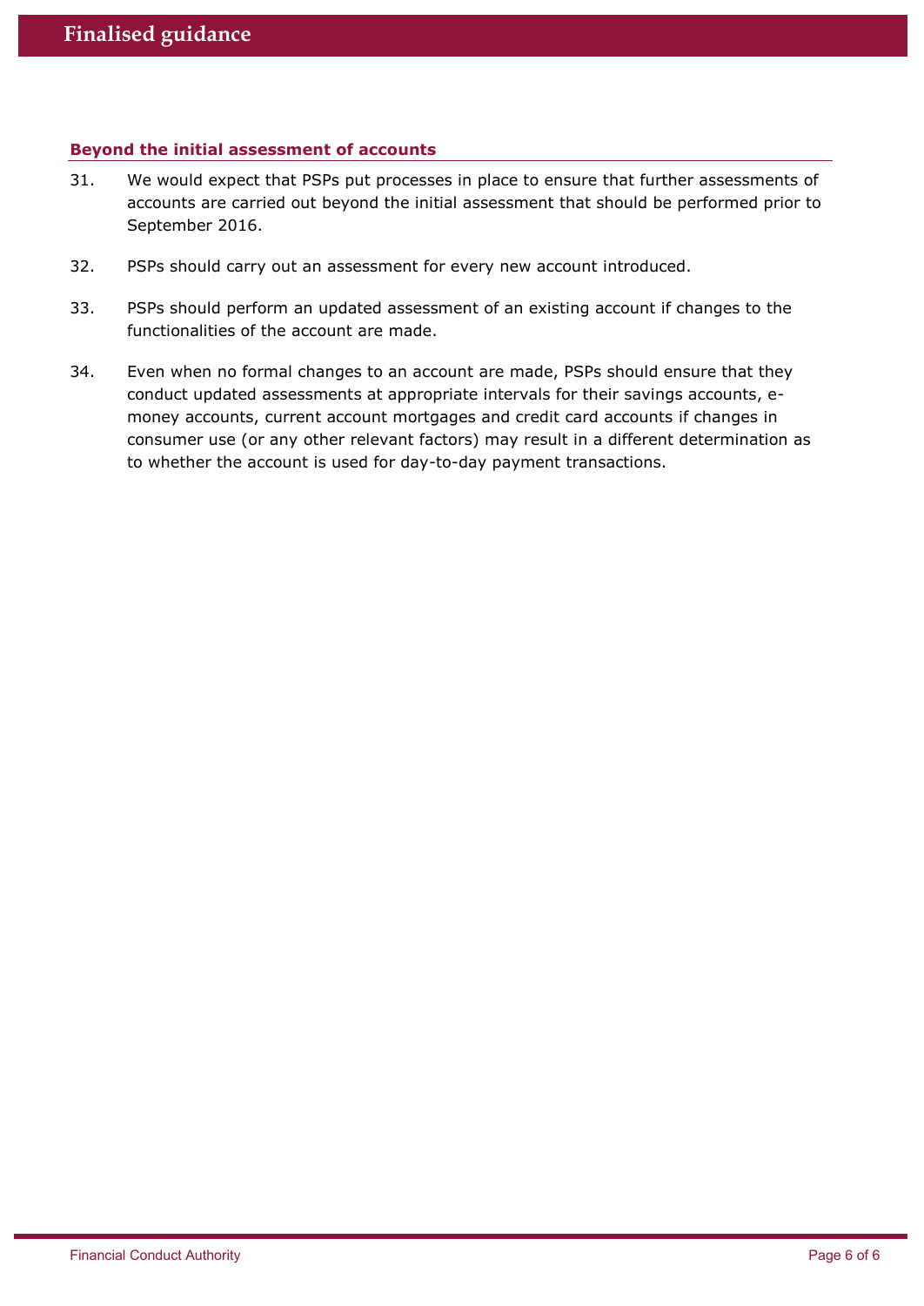### Beyond the initial assessment of accounts

31. We would expect that PSPs put processes in place to ensure that further assessments of accounts are carried out beyond the initial assessment that should be performed prior to September 2016.

32. PSPs should carry out an assessment for every new account introduced.

33. PSPs should perform an updated assessment of an existing account if changes to the functionalities of the account are made.

34. Even when no formal changes to an account are made, PSPs should ensure that they conduct updated assessments at appropriate intervals for their savings accounts, e-money accounts, current account mortgages and credit card accounts if changes in consumer use (or any other relevant factors) may result in a different determination as to whether the account is used for day-to-day payment transactions.